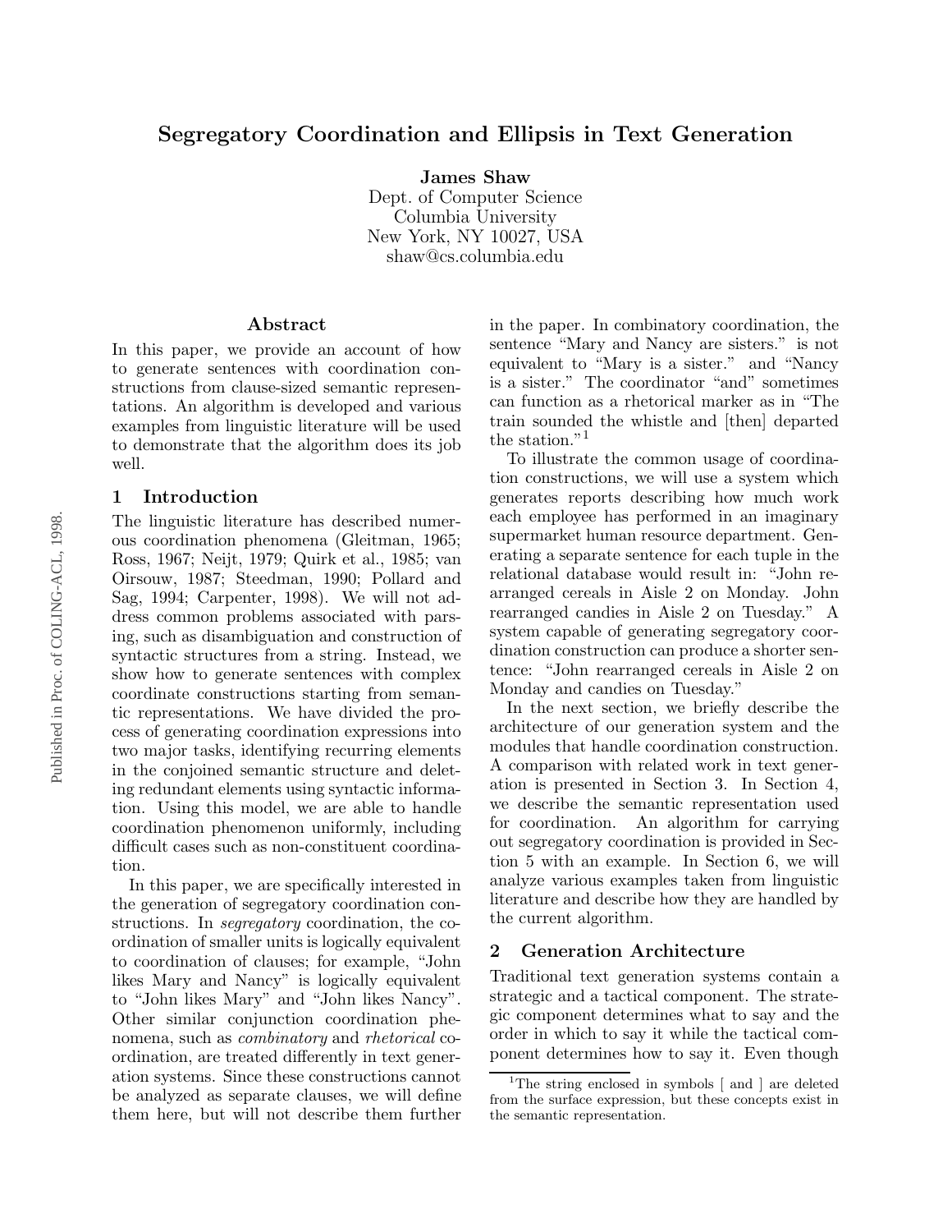# Segregatory Coordination and Ellipsis in Text Generation

**James Shaw**
Dept. of Computer Science
Columbia University
New York, NY 10027, USA
shaw@cs.columbia.edu

Published in Proc. of COLING-ACL, 1998.

## Abstract

In this paper, we provide an account of how to generate sentences with coordination constructions from clause-sized semantic representations. An algorithm is developed and various examples from linguistic literature will be used to demonstrate that the algorithm does its job well.

## 1 Introduction

The linguistic literature has described numerous coordination phenomena (Gleitman, 1965; Ross, 1967; Neijt, 1979; Quirk et al., 1985; van Oirsouw, 1987; Steedman, 1990; Pollard and Sag, 1994; Carpenter, 1998). We will not address common problems associated with parsing, such as disambiguation and construction of syntactic structures from a string. Instead, we show how to generate sentences with complex coordinate constructions starting from semantic representations. We have divided the process of generating coordination expressions into two major tasks, identifying recurring elements in the conjoined semantic structure and deleting redundant elements using syntactic information. Using this model, we are able to handle coordination phenomenon uniformly, including difficult cases such as non-constituent coordination.

In this paper, we are specifically interested in the generation of segregatory coordination constructions. In *segregatory* coordination, the coordination of smaller units is logically equivalent to coordination of clauses; for example, "John likes Mary and Nancy" is logically equivalent to "John likes Mary" and "John likes Nancy". Other similar conjunction coordination phenomena, such as *combinatory* and *rhetorical* coordination, are treated differently in text generation systems. Since these constructions cannot be analyzed as separate clauses, we will define them here, but will not describe them further in the paper. In combinatory coordination, the sentence "Mary and Nancy are sisters." is not equivalent to "Mary is a sister." and "Nancy is a sister." The coordinator "and" sometimes can function as a rhetorical marker as in "The train sounded the whistle and [then] departed the station."[1]

To illustrate the common usage of coordination constructions, we will use a system which generates reports describing how much work each employee has performed in an imaginary supermarket human resource department. Generating a separate sentence for each tuple in the relational database would result in: "John rearranged cereals in Aisle 2 on Monday. John rearranged candies in Aisle 2 on Tuesday." A system capable of generating segregatory coordination construction can produce a shorter sentence: "John rearranged cereals in Aisle 2 on Monday and candies on Tuesday."

In the next section, we briefly describe the architecture of our generation system and the modules that handle coordination construction. A comparison with related work in text generation is presented in Section 3. In Section 4, we describe the semantic representation used for coordination. An algorithm for carrying out segregatory coordination is provided in Section 5 with an example. In Section 6, we will analyze various examples taken from linguistic literature and describe how they are handled by the current algorithm.

## 2 Generation Architecture

Traditional text generation systems contain a strategic and a tactical component. The strategic component determines what to say and the order in which to say it while the tactical component determines how to say it. Even though

[1] The string enclosed in symbols [ and ] are deleted from the surface expression, but these concepts exist in the semantic representation.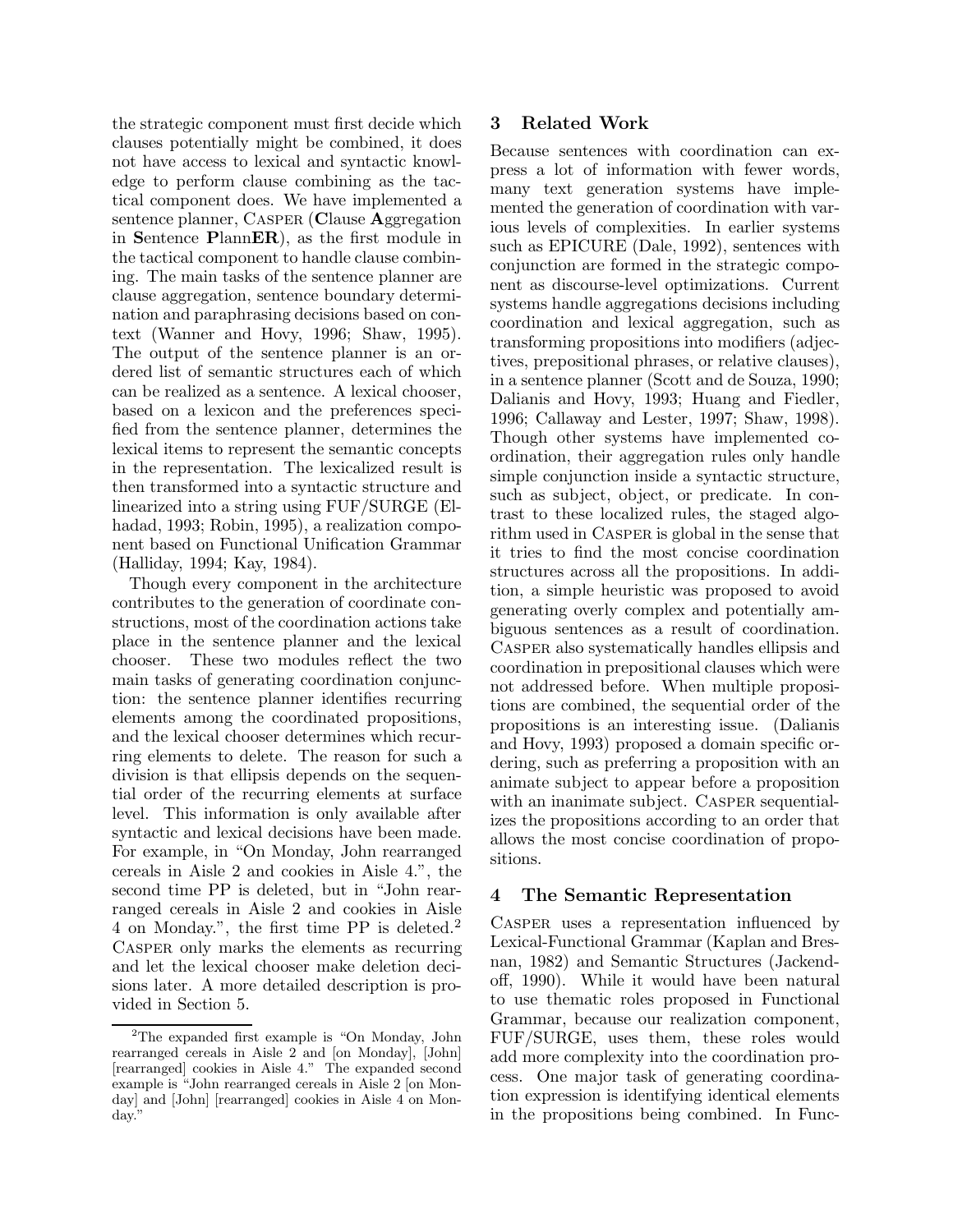the strategic component must first decide which clauses potentially might be combined, it does not have access to lexical and syntactic knowledge to perform clause combining as the tactical component does. We have implemented a sentence planner, CASPER (**C**lause **A**ggregation in **S**entence **P**lann**ER**), as the first module in the tactical component to handle clause combining. The main tasks of the sentence planner are clause aggregation, sentence boundary determination and paraphrasing decisions based on context (Wanner and Hovy, 1996; Shaw, 1995). The output of the sentence planner is an ordered list of semantic structures each of which can be realized as a sentence. A lexical chooser, based on a lexicon and the preferences specified from the sentence planner, determines the lexical items to represent the semantic concepts in the representation. The lexicalized result is then transformed into a syntactic structure and linearized into a string using FUF/SURGE (Elhadad, 1993; Robin, 1995), a realization component based on Functional Unification Grammar (Halliday, 1994; Kay, 1984).

Though every component in the architecture contributes to the generation of coordinate constructions, most of the coordination actions take place in the sentence planner and the lexical chooser. These two modules reflect the two main tasks of generating coordination conjunction: the sentence planner identifies recurring elements among the coordinated propositions, and the lexical chooser determines which recurring elements to delete. The reason for such a division is that ellipsis depends on the sequential order of the recurring elements at surface level. This information is only available after syntactic and lexical decisions have been made. For example, in "On Monday, John rearranged cereals in Aisle 2 and cookies in Aisle 4.", the second time PP is deleted, but in "John rearranged cereals in Aisle 2 and cookies in Aisle 4 on Monday.", the first time PP is deleted.[2] CASPER only marks the elements as recurring and let the lexical chooser make deletion decisions later. A more detailed description is provided in Section 5.

[2]The expanded first example is "On Monday, John rearranged cereals in Aisle 2 and [on Monday], [John] [rearranged] cookies in Aisle 4." The expanded second example is "John rearranged cereals in Aisle 2 [on Monday] and [John] [rearranged] cookies in Aisle 4 on Monday."

## 3 Related Work

Because sentences with coordination can express a lot of information with fewer words, many text generation systems have implemented the generation of coordination with various levels of complexities. In earlier systems such as EPICURE (Dale, 1992), sentences with conjunction are formed in the strategic component as discourse-level optimizations. Current systems handle aggregations decisions including coordination and lexical aggregation, such as transforming propositions into modifiers (adjectives, prepositional phrases, or relative clauses), in a sentence planner (Scott and de Souza, 1990; Dalianis and Hovy, 1993; Huang and Fiedler, 1996; Callaway and Lester, 1997; Shaw, 1998). Though other systems have implemented coordination, their aggregation rules only handle simple conjunction inside a syntactic structure, such as subject, object, or predicate. In contrast to these localized rules, the staged algorithm used in CASPER is global in the sense that it tries to find the most concise coordination structures across all the propositions. In addition, a simple heuristic was proposed to avoid generating overly complex and potentially ambiguous sentences as a result of coordination. CASPER also systematically handles ellipsis and coordination in prepositional clauses which were not addressed before. When multiple propositions are combined, the sequential order of the propositions is an interesting issue. (Dalianis and Hovy, 1993) proposed a domain specific ordering, such as preferring a proposition with an animate subject to appear before a proposition with an inanimate subject. CASPER sequentializes the propositions according to an order that allows the most concise coordination of propositions.

## 4 The Semantic Representation

CASPER uses a representation influenced by Lexical-Functional Grammar (Kaplan and Bresnan, 1982) and Semantic Structures (Jackendoff, 1990). While it would have been natural to use thematic roles proposed in Functional Grammar, because our realization component, FUF/SURGE, uses them, these roles would add more complexity into the coordination process. One major task of generating coordination expression is identifying identical elements in the propositions being combined. In Func-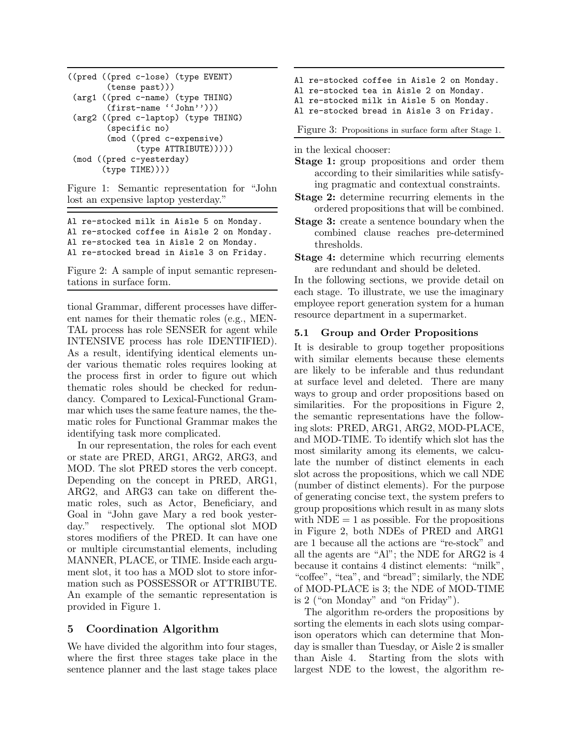```
((pred ((pred c-lose) (type EVENT)
        (tense past)))
 (arg1 ((pred c-name) (type THING)
        (first-name ''John'')))
 (arg2 ((pred c-laptop) (type THING)
        (specific no)
        (mod ((pred c-expensive)
              (type ATTRIBUTE)))))
 (mod ((pred c-yesterday)
       (type TIME))))
```

Figure 1: Semantic representation for "John lost an expensive laptop yesterday."

```
Al re-stocked milk in Aisle 5 on Monday.
Al re-stocked coffee in Aisle 2 on Monday.
Al re-stocked tea in Aisle 2 on Monday.
Al re-stocked bread in Aisle 3 on Friday.
```

Figure 2: A sample of input semantic representations in surface form.

tional Grammar, different processes have different names for their thematic roles (e.g., MENTAL process has role SENSER for agent while INTENSIVE process has role IDENTIFIED). As a result, identifying identical elements under various thematic roles requires looking at the process first in order to figure out which thematic roles should be checked for redundancy. Compared to Lexical-Functional Grammar which uses the same feature names, the thematic roles for Functional Grammar makes the identifying task more complicated.

In our representation, the roles for each event or state are PRED, ARG1, ARG2, ARG3, and MOD. The slot PRED stores the verb concept. Depending on the concept in PRED, ARG1, ARG2, and ARG3 can take on different thematic roles, such as Actor, Beneficiary, and Goal in "John gave Mary a red book yesterday." respectively. The optional slot MOD stores modifiers of the PRED. It can have one or multiple circumstantial elements, including MANNER, PLACE, or TIME. Inside each argument slot, it too has a MOD slot to store information such as POSSESSOR or ATTRIBUTE. An example of the semantic representation is provided in Figure 1.

## 5 Coordination Algorithm

We have divided the algorithm into four stages, where the first three stages take place in the sentence planner and the last stage takes place in the lexical chooser:

- **Stage 1:** group propositions and order them according to their similarities while satisfying pragmatic and contextual constraints.
- **Stage 2:** determine recurring elements in the ordered propositions that will be combined.
- **Stage 3:** create a sentence boundary when the combined clause reaches pre-determined thresholds.
- **Stage 4:** determine which recurring elements are redundant and should be deleted.

```
Al re-stocked coffee in Aisle 2 on Monday.
Al re-stocked tea in Aisle 2 on Monday.
Al re-stocked milk in Aisle 5 on Monday.
Al re-stocked bread in Aisle 3 on Friday.
```

Figure 3: Propositions in surface form after Stage 1.

In the following sections, we provide detail on each stage. To illustrate, we use the imaginary employee report generation system for a human resource department in a supermarket.

### 5.1 Group and Order Propositions

It is desirable to group together propositions with similar elements because these elements are likely to be inferable and thus redundant at surface level and deleted. There are many ways to group and order propositions based on similarities. For the propositions in Figure 2, the semantic representations have the following slots: PRED, ARG1, ARG2, MOD-PLACE, and MOD-TIME. To identify which slot has the most similarity among its elements, we calculate the number of distinct elements in each slot across the propositions, which we call NDE (number of distinct elements). For the purpose of generating concise text, the system prefers to group propositions which result in as many slots with NDE = 1 as possible. For the propositions in Figure 2, both NDEs of PRED and ARG1 are 1 because all the actions are "re-stock" and all the agents are "Al"; the NDE for ARG2 is 4 because it contains 4 distinct elements: "milk", "coffee", "tea", and "bread"; similarly, the NDE of MOD-PLACE is 3; the NDE of MOD-TIME is 2 ("on Monday" and "on Friday").

The algorithm re-orders the propositions by sorting the elements in each slots using comparison operators which can determine that Monday is smaller than Tuesday, or Aisle 2 is smaller than Aisle 4. Starting from the slots with largest NDE to the lowest, the algorithm re-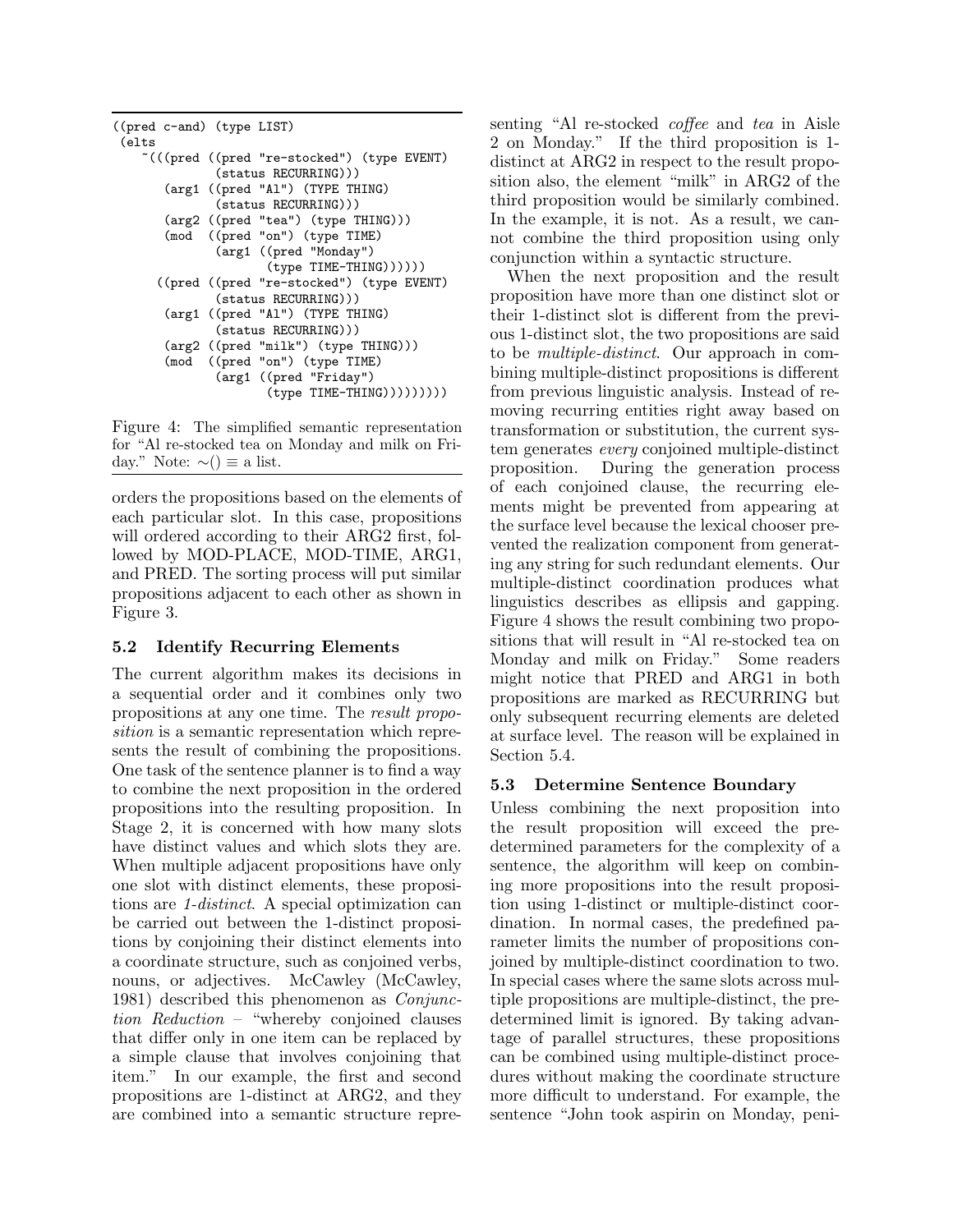```
((pred c-and) (type LIST)
 (elts
   ~(((pred ((pred "re-stocked") (type EVENT)
             (status RECURRING)))
      (arg1 ((pred "Al") (TYPE THING)
             (status RECURRING)))
      (arg2 ((pred "tea") (type THING)))
      (mod  ((pred "on") (type TIME)
             (arg1 ((pred "Monday")
                    (type TIME-THING))))))
     ((pred ((pred "re-stocked") (type EVENT)
             (status RECURRING)))
      (arg1 ((pred "Al") (TYPE THING)
             (status RECURRING)))
      (arg2 ((pred "milk") (type THING)))
      (mod  ((pred "on") (type TIME)
             (arg1 ((pred "Friday")
                    (type TIME-THING)))))))))
```

Figure 4: The simplified semantic representation for "Al re-stocked tea on Monday and milk on Friday." Note: $\sim() \equiv$ a list.

orders the propositions based on the elements of each particular slot. In this case, propositions will ordered according to their ARG2 first, followed by MOD-PLACE, MOD-TIME, ARG1, and PRED. The sorting process will put similar propositions adjacent to each other as shown in Figure 3.

### 5.2 Identify Recurring Elements

The current algorithm makes its decisions in a sequential order and it combines only two propositions at any one time. The *result proposition* is a semantic representation which represents the result of combining the propositions. One task of the sentence planner is to find a way to combine the next proposition in the ordered propositions into the resulting proposition. In Stage 2, it is concerned with how many slots have distinct values and which slots they are. When multiple adjacent propositions have only one slot with distinct elements, these propositions are *1-distinct*. A special optimization can be carried out between the 1-distinct propositions by conjoining their distinct elements into a coordinate structure, such as conjoined verbs, nouns, or adjectives. McCawley (McCawley, 1981) described this phenomenon as *Conjunction Reduction* – "whereby conjoined clauses that differ only in one item can be replaced by a simple clause that involves conjoining that item." In our example, the first and second propositions are 1-distinct at ARG2, and they are combined into a semantic structure representing "Al re-stocked *coffee* and *tea* in Aisle 2 on Monday." If the third proposition is 1-distinct at ARG2 in respect to the result proposition also, the element "milk" in ARG2 of the third proposition would be similarly combined. In the example, it is not. As a result, we cannot combine the third proposition using only conjunction within a syntactic structure.

When the next proposition and the result proposition have more than one distinct slot or their 1-distinct slot is different from the previous 1-distinct slot, the two propositions are said to be *multiple-distinct*. Our approach in combining multiple-distinct propositions is different from previous linguistic analysis. Instead of removing recurring entities right away based on transformation or substitution, the current system generates *every* conjoined multiple-distinct proposition. During the generation process of each conjoined clause, the recurring elements might be prevented from appearing at the surface level because the lexical chooser prevented the realization component from generating any string for such redundant elements. Our multiple-distinct coordination produces what linguistics describes as ellipsis and gapping. Figure 4 shows the result combining two propositions that will result in "Al re-stocked tea on Monday and milk on Friday." Some readers might notice that PRED and ARG1 in both propositions are marked as RECURRING but only subsequent recurring elements are deleted at surface level. The reason will be explained in Section 5.4.

### 5.3 Determine Sentence Boundary

Unless combining the next proposition into the result proposition will exceed the predetermined parameters for the complexity of a sentence, the algorithm will keep on combining more propositions into the result proposition using 1-distinct or multiple-distinct coordination. In normal cases, the predefined parameter limits the number of propositions conjoined by multiple-distinct coordination to two. In special cases where the same slots across multiple propositions are multiple-distinct, the predetermined limit is ignored. By taking advantage of parallel structures, these propositions can be combined using multiple-distinct procedures without making the coordinate structure more difficult to understand. For example, the sentence "John took aspirin on Monday, peni-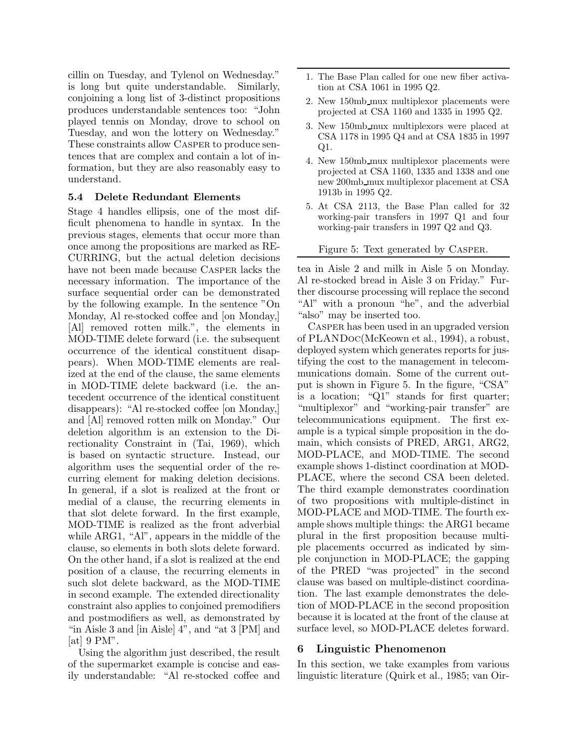cillin on Tuesday, and Tylenol on Wednesday." is long but quite understandable. Similarly, conjoining a long list of 3-distinct propositions produces understandable sentences too: "John played tennis on Monday, drove to school on Tuesday, and won the lottery on Wednesday." These constraints allow Casper to produce sentences that are complex and contain a lot of information, but they are also reasonably easy to understand.

### 5.4 Delete Redundant Elements

Stage 4 handles ellipsis, one of the most difficult phenomena to handle in syntax. In the previous stages, elements that occur more than once among the propositions are marked as RECURRING, but the actual deletion decisions have not been made because Casper lacks the necessary information. The importance of the surface sequential order can be demonstrated by the following example. In the sentence "On Monday, Al re-stocked coffee and [on Monday,] [Al] removed rotten milk.", the elements in MOD-TIME delete forward (i.e. the subsequent occurrence of the identical constituent disappears). When MOD-TIME elements are realized at the end of the clause, the same elements in MOD-TIME delete backward (i.e. the antecedent occurrence of the identical constituent disappears): "Al re-stocked coffee [on Monday,] and [Al] removed rotten milk on Monday." Our deletion algorithm is an extension to the Directionality Constraint in (Tai, 1969), which is based on syntactic structure. Instead, our algorithm uses the sequential order of the recurring element for making deletion decisions. In general, if a slot is realized at the front or medial of a clause, the recurring elements in that slot delete forward. In the first example, MOD-TIME is realized as the front adverbial while ARG1, "Al", appears in the middle of the clause, so elements in both slots delete forward. On the other hand, if a slot is realized at the end position of a clause, the recurring elements in such slot delete backward, as the MOD-TIME in second example. The extended directionality constraint also applies to conjoined premodifiers and postmodifiers as well, as demonstrated by "in Aisle 3 and [in Aisle] 4", and "at 3 [PM] and [at] 9 PM".

Using the algorithm just described, the result of the supermarket example is concise and easily understandable: "Al re-stocked coffee and tea in Aisle 2 and milk in Aisle 5 on Monday. Al re-stocked bread in Aisle 3 on Friday." Further discourse processing will replace the second "Al" with a pronoun "he", and the adverbial "also" may be inserted too.

1. The Base Plan called for one new fiber activation at CSA 1061 in 1995 Q2.
2. New 150mb_mux multiplexor placements were projected at CSA 1160 and 1335 in 1995 Q2.
3. New 150mb_mux multiplexors were placed at CSA 1178 in 1995 Q4 and at CSA 1835 in 1997 Q1.
4. New 150mb_mux multiplexor placements were projected at CSA 1160, 1335 and 1338 and one new 200mb_mux multiplexor placement at CSA 1913b in 1995 Q2.
5. At CSA 2113, the Base Plan called for 32 working-pair transfers in 1997 Q1 and four working-pair transfers in 1997 Q2 and Q3.

Figure 5: Text generated by Casper.

Casper has been used in an upgraded version of PLANDoc(McKeown et al., 1994), a robust, deployed system which generates reports for justifying the cost to the management in telecommunications domain. Some of the current output is shown in Figure 5. In the figure, "CSA" is a location; "Q1" stands for first quarter; "multiplexor" and "working-pair transfer" are telecommunications equipment. The first example is a typical simple proposition in the domain, which consists of PRED, ARG1, ARG2, MOD-PLACE, and MOD-TIME. The second example shows 1-distinct coordination at MOD-PLACE, where the second CSA been deleted. The third example demonstrates coordination of two propositions with multiple-distinct in MOD-PLACE and MOD-TIME. The fourth example shows multiple things: the ARG1 became plural in the first proposition because multiple placements occurred as indicated by simple conjunction in MOD-PLACE; the gapping of the PRED "was projected" in the second clause was based on multiple-distinct coordination. The last example demonstrates the deletion of MOD-PLACE in the second proposition because it is located at the front of the clause at surface level, so MOD-PLACE deletes forward.

## 6 Linguistic Phenomenon

In this section, we take examples from various linguistic literature (Quirk et al., 1985; van Oir-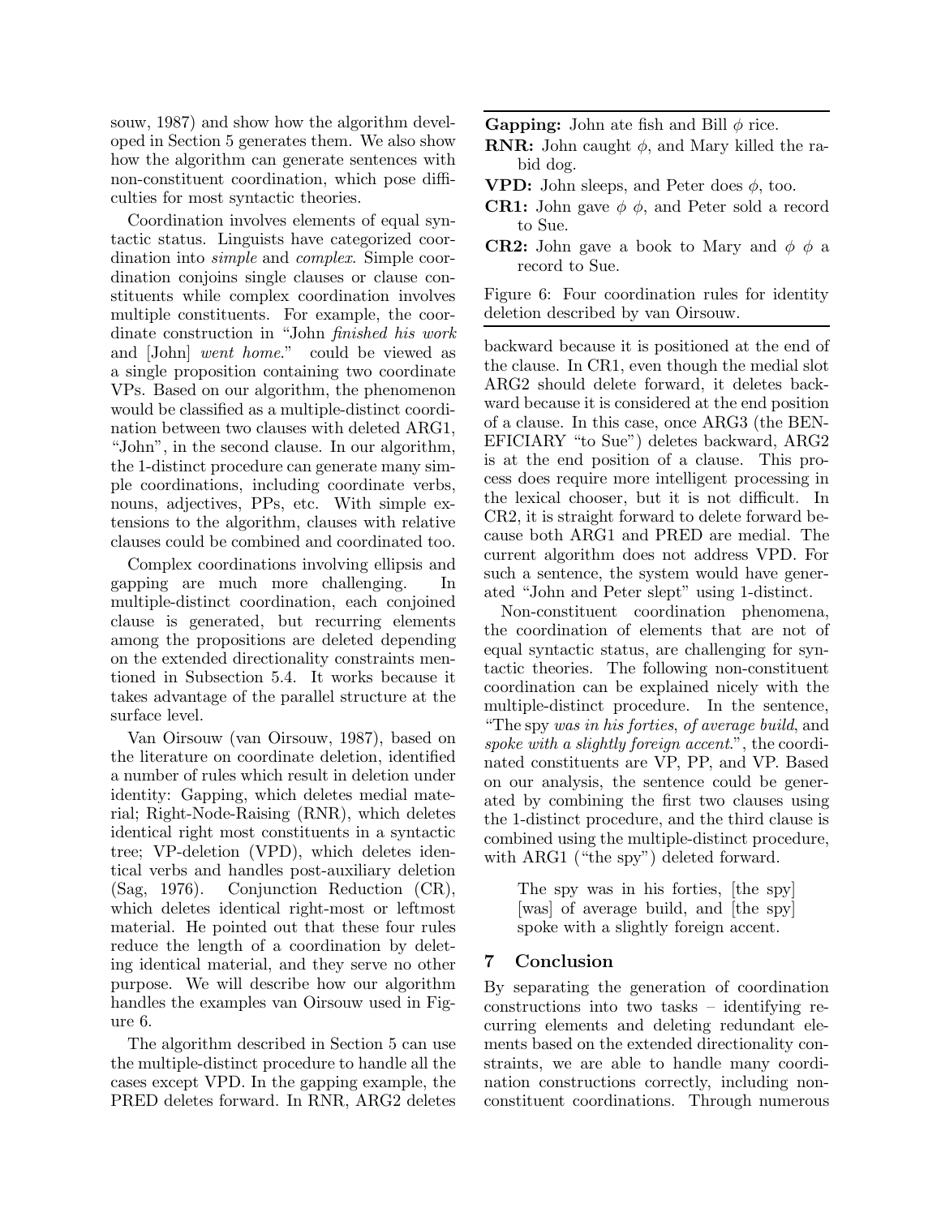souw, 1987) and show how the algorithm developed in Section 5 generates them. We also show how the algorithm can generate sentences with non-constituent coordination, which pose difficulties for most syntactic theories.

Coordination involves elements of equal syntactic status. Linguists have categorized coordination into *simple* and *complex*. Simple coordination conjoins single clauses or clause constituents while complex coordination involves multiple constituents. For example, the coordinate construction in "John *finished his work* and [John] *went home*." could be viewed as a single proposition containing two coordinate VPs. Based on our algorithm, the phenomenon would be classified as a multiple-distinct coordination between two clauses with deleted ARG1, "John", in the second clause. In our algorithm, the 1-distinct procedure can generate many simple coordinations, including coordinate verbs, nouns, adjectives, PPs, etc. With simple extensions to the algorithm, clauses with relative clauses could be combined and coordinated too.

Complex coordinations involving ellipsis and gapping are much more challenging. In multiple-distinct coordination, each conjoined clause is generated, but recurring elements among the propositions are deleted depending on the extended directionality constraints mentioned in Subsection 5.4. It works because it takes advantage of the parallel structure at the surface level.

Van Oirsouw (van Oirsouw, 1987), based on the literature on coordinate deletion, identified a number of rules which result in deletion under identity: Gapping, which deletes medial material; Right-Node-Raising (RNR), which deletes identical right most constituents in a syntactic tree; VP-deletion (VPD), which deletes identical verbs and handles post-auxiliary deletion (Sag, 1976). Conjunction Reduction (CR), which deletes identical right-most or leftmost material. He pointed out that these four rules reduce the length of a coordination by deleting identical material, and they serve no other purpose. We will describe how our algorithm handles the examples van Oirsouw used in Figure 6.

The algorithm described in Section 5 can use the multiple-distinct procedure to handle all the cases except VPD. In the gapping example, the PRED deletes forward. In RNR, ARG2 deletes backward because it is positioned at the end of the clause. In CR1, even though the medial slot ARG2 should delete forward, it deletes backward because it is considered at the end position of a clause. In this case, once ARG3 (the BENEFICIARY "to Sue") deletes backward, ARG2 is at the end position of a clause. This process does require more intelligent processing in the lexical chooser, but it is not difficult. In CR2, it is straight forward to delete forward because both ARG1 and PRED are medial. The current algorithm does not address VPD. For such a sentence, the system would have generated "John and Peter slept" using 1-distinct.

**Gapping:** John ate fish and Bill $\phi$ rice.
**RNR:** John caught $\phi$, and Mary killed the rabid dog.
**VPD:** John sleeps, and Peter does $\phi$, too.
**CR1:** John gave $\phi$ $\phi$, and Peter sold a record to Sue.
**CR2:** John gave a book to Mary and $\phi$ $\phi$ a record to Sue.

Figure 6: Four coordination rules for identity deletion described by van Oirsouw.

Non-constituent coordination phenomena, the coordination of elements that are not of equal syntactic status, are challenging for syntactic theories. The following non-constituent coordination can be explained nicely with the multiple-distinct procedure. In the sentence, "The spy *was in his forties*, *of average build*, and *spoke with a slightly foreign accent*.", the coordinated constituents are VP, PP, and VP. Based on our analysis, the sentence could be generated by combining the first two clauses using the 1-distinct procedure, and the third clause is combined using the multiple-distinct procedure, with ARG1 ("the spy") deleted forward.

> The spy was in his forties, [the spy] [was] of average build, and [the spy] spoke with a slightly foreign accent.

## 7 Conclusion

By separating the generation of coordination constructions into two tasks – identifying recurring elements and deleting redundant elements based on the extended directionality constraints, we are able to handle many coordination constructions correctly, including non-constituent coordinations. Through numerous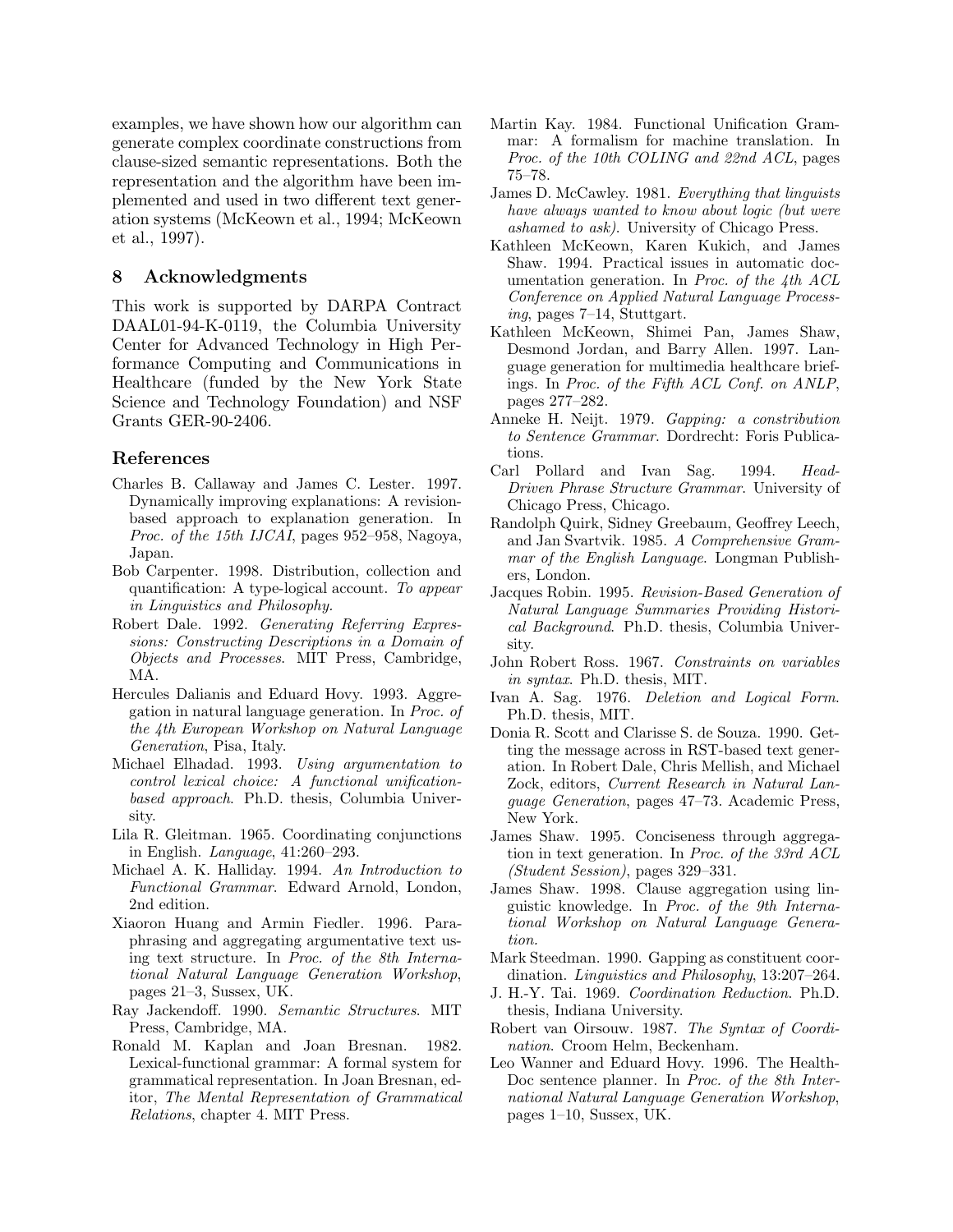examples, we have shown how our algorithm can generate complex coordinate constructions from clause-sized semantic representations. Both the representation and the algorithm have been implemented and used in two different text generation systems (McKeown et al., 1994; McKeown et al., 1997).

## 8 Acknowledgments

This work is supported by DARPA Contract DAAL01-94-K-0119, the Columbia University Center for Advanced Technology in High Performance Computing and Communications in Healthcare (funded by the New York State Science and Technology Foundation) and NSF Grants GER-90-2406.

## References

Charles B. Callaway and James C. Lester. 1997. Dynamically improving explanations: A revision-based approach to explanation generation. In *Proc. of the 15th IJCAI*, pages 952–958, Nagoya, Japan.

Bob Carpenter. 1998. Distribution, collection and quantification: A type-logical account. *To appear in Linguistics and Philosophy*.

Robert Dale. 1992. *Generating Referring Expressions: Constructing Descriptions in a Domain of Objects and Processes*. MIT Press, Cambridge, MA.

Hercules Dalianis and Eduard Hovy. 1993. Aggregation in natural language generation. In *Proc. of the 4th European Workshop on Natural Language Generation*, Pisa, Italy.

Michael Elhadad. 1993. *Using argumentation to control lexical choice: A functional unification-based approach*. Ph.D. thesis, Columbia University.

Lila R. Gleitman. 1965. Coordinating conjunctions in English. *Language*, 41:260–293.

Michael A. K. Halliday. 1994. *An Introduction to Functional Grammar*. Edward Arnold, London, 2nd edition.

Xiaoron Huang and Armin Fiedler. 1996. Paraphrasing and aggregating argumentative text using text structure. In *Proc. of the 8th International Natural Language Generation Workshop*, pages 21–3, Sussex, UK.

Ray Jackendoff. 1990. *Semantic Structures*. MIT Press, Cambridge, MA.

Ronald M. Kaplan and Joan Bresnan. 1982. Lexical-functional grammar: A formal system for grammatical representation. In Joan Bresnan, editor, *The Mental Representation of Grammatical Relations*, chapter 4. MIT Press.

Martin Kay. 1984. Functional Unification Grammar: A formalism for machine translation. In *Proc. of the 10th COLING and 22nd ACL*, pages 75–78.

James D. McCawley. 1981. *Everything that linguists have always wanted to know about logic (but were ashamed to ask)*. University of Chicago Press.

Kathleen McKeown, Karen Kukich, and James Shaw. 1994. Practical issues in automatic documentation generation. In *Proc. of the 4th ACL Conference on Applied Natural Language Processing*, pages 7–14, Stuttgart.

Kathleen McKeown, Shimei Pan, James Shaw, Desmond Jordan, and Barry Allen. 1997. Language generation for multimedia healthcare briefings. In *Proc. of the Fifth ACL Conf. on ANLP*, pages 277–282.

Anneke H. Neijt. 1979. *Gapping: a constribution to Sentence Grammar*. Dordrecht: Foris Publications.

Carl Pollard and Ivan Sag. 1994. *Head-Driven Phrase Structure Grammar*. University of Chicago Press, Chicago.

Randolph Quirk, Sidney Greebaum, Geoffrey Leech, and Jan Svartvik. 1985. *A Comprehensive Grammar of the English Language*. Longman Publishers, London.

Jacques Robin. 1995. *Revision-Based Generation of Natural Language Summaries Providing Historical Background*. Ph.D. thesis, Columbia University.

John Robert Ross. 1967. *Constraints on variables in syntax*. Ph.D. thesis, MIT.

Ivan A. Sag. 1976. *Deletion and Logical Form*. Ph.D. thesis, MIT.

Donia R. Scott and Clarisse S. de Souza. 1990. Getting the message across in RST-based text generation. In Robert Dale, Chris Mellish, and Michael Zock, editors, *Current Research in Natural Language Generation*, pages 47–73. Academic Press, New York.

James Shaw. 1995. Conciseness through aggregation in text generation. In *Proc. of the 33rd ACL (Student Session)*, pages 329–331.

James Shaw. 1998. Clause aggregation using linguistic knowledge. In *Proc. of the 9th International Workshop on Natural Language Generation*.

Mark Steedman. 1990. Gapping as constituent coordination. *Linguistics and Philosophy*, 13:207–264.

J. H.-Y. Tai. 1969. *Coordination Reduction*. Ph.D. thesis, Indiana University.

Robert van Oirsouw. 1987. *The Syntax of Coordination*. Croom Helm, Beckenham.

Leo Wanner and Eduard Hovy. 1996. The Health-Doc sentence planner. In *Proc. of the 8th International Natural Language Generation Workshop*, pages 1–10, Sussex, UK.